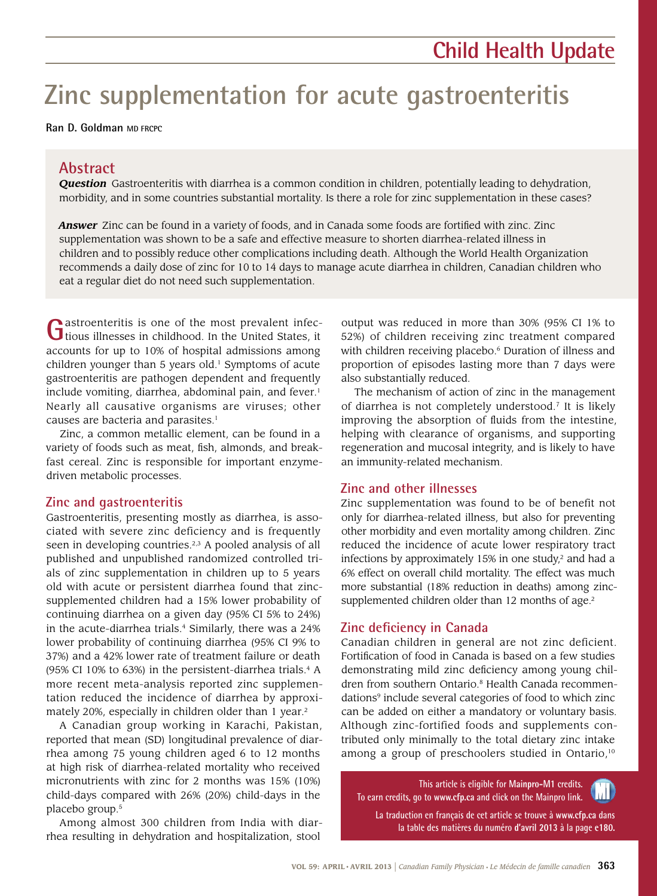Child Health Update

# Zinc supplementation for acute gastroenteritis

**Ran D. Goldman** MD FRCPC

## Abstract

***Question*** Gastroenteritis with diarrhea is a common condition in children, potentially leading to dehydration, morbidity, and in some countries substantial mortality. Is there a role for zinc supplementation in these cases?

***Answer*** Zinc can be found in a variety of foods, and in Canada some foods are fortified with zinc. Zinc supplementation was shown to be a safe and effective measure to shorten diarrhea-related illness in children and to possibly reduce other complications including death. Although the World Health Organization recommends a daily dose of zinc for 10 to 14 days to manage acute diarrhea in children, Canadian children who eat a regular diet do not need such supplementation.

Gastroenteritis is one of the most prevalent infectious illnesses in childhood. In the United States, it accounts for up to 10% of hospital admissions among children younger than 5 years old.[1] Symptoms of acute gastroenteritis are pathogen dependent and frequently include vomiting, diarrhea, abdominal pain, and fever.[1] Nearly all causative organisms are viruses; other causes are bacteria and parasites.[1]

Zinc, a common metallic element, can be found in a variety of foods such as meat, fish, almonds, and breakfast cereal. Zinc is responsible for important enzyme-driven metabolic processes.

## Zinc and gastroenteritis

Gastroenteritis, presenting mostly as diarrhea, is associated with severe zinc deficiency and is frequently seen in developing countries.[2,3] A pooled analysis of all published and unpublished randomized controlled trials of zinc supplementation in children up to 5 years old with acute or persistent diarrhea found that zinc-supplemented children had a 15% lower probability of continuing diarrhea on a given day (95% CI 5% to 24%) in the acute-diarrhea trials.[4] Similarly, there was a 24% lower probability of continuing diarrhea (95% CI 9% to 37%) and a 42% lower rate of treatment failure or death (95% CI 10% to 63%) in the persistent-diarrhea trials.[4] A more recent meta-analysis reported zinc supplementation reduced the incidence of diarrhea by approximately 20%, especially in children older than 1 year.[2]

A Canadian group working in Karachi, Pakistan, reported that mean (SD) longitudinal prevalence of diarrhea among 75 young children aged 6 to 12 months at high risk of diarrhea-related mortality who received micronutrients with zinc for 2 months was 15% (10%) child-days compared with 26% (20%) child-days in the placebo group.[5]

Among almost 300 children from India with diarrhea resulting in dehydration and hospitalization, stool output was reduced in more than 30% (95% CI 1% to 52%) of children receiving zinc treatment compared with children receiving placebo.[6] Duration of illness and proportion of episodes lasting more than 7 days were also substantially reduced.

The mechanism of action of zinc in the management of diarrhea is not completely understood.[7] It is likely improving the absorption of fluids from the intestine, helping with clearance of organisms, and supporting regeneration and mucosal integrity, and is likely to have an immunity-related mechanism.

## Zinc and other illnesses

Zinc supplementation was found to be of benefit not only for diarrhea-related illness, but also for preventing other morbidity and even mortality among children. Zinc reduced the incidence of acute lower respiratory tract infections by approximately 15% in one study,[2] and had a 6% effect on overall child mortality. The effect was much more substantial (18% reduction in deaths) among zinc-supplemented children older than 12 months of age.[2]

## Zinc deficiency in Canada

Canadian children in general are not zinc deficient. Fortification of food in Canada is based on a few studies demonstrating mild zinc deficiency among young children from southern Ontario.[8] Health Canada recommendations[9] include several categories of food to which zinc can be added on either a mandatory or voluntary basis. Although zinc-fortified foods and supplements contributed only minimally to the total dietary zinc intake among a group of preschoolers studied in Ontario,[10]

This article is eligible for Mainpro-M1 credits. To earn credits, go to **www.cfp.ca** and click on the Mainpro link.

La traduction en français de cet article se trouve à **www.cfp.ca** dans la table des matières du numéro **d'avril 2013** à la page **e180.**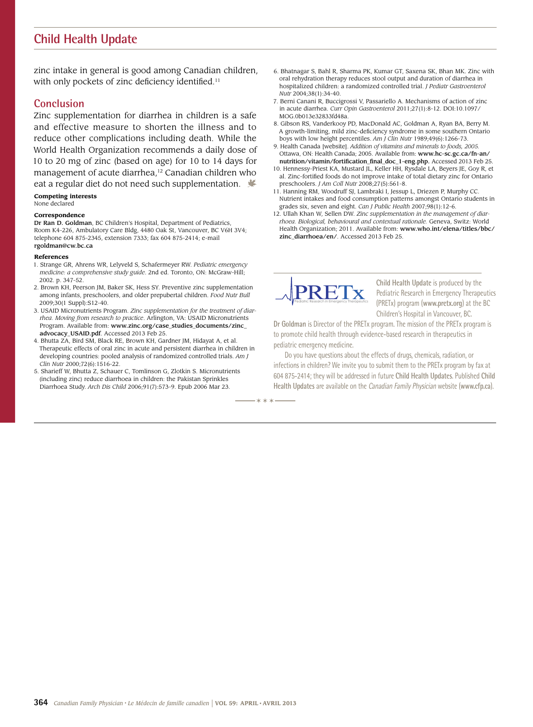zinc intake in general is good among Canadian children, with only pockets of zinc deficiency identified.[11]

## Conclusion

Zinc supplementation for diarrhea in children is a safe and effective measure to shorten the illness and to reduce other complications including death. While the World Health Organization recommends a daily dose of 10 to 20 mg of zinc (based on age) for 10 to 14 days for management of acute diarrhea,[12] Canadian children who eat a regular diet do not need such supplementation.

**Competing interests**
None declared

**Correspondence**
**Dr Ran D. Goldman**, BC Children's Hospital, Department of Pediatrics, Room K4-226, Ambulatory Care Bldg, 4480 Oak St, Vancouver, BC V6H 3V4; telephone 604 875-2345, extension 7333; fax 604 875-2414; e-mail **rgoldman@cw.bc.ca**

**References**

1. Strange GR, Ahrens WR, Lelyveld S, Schafermeyer RW. *Pediatric emergency medicine: a comprehensive study guide*. 2nd ed. Toronto, ON: McGraw-Hill; 2002. p. 347-52.
2. Brown KH, Peerson JM, Baker SK, Hess SY. Preventive zinc supplementation among infants, preschoolers, and older prepubertal children. *Food Nutr Bull* 2009;30(1 Suppl):S12-40.
3. USAID Micronutrients Program. *Zinc supplementation for the treatment of diarrhea. Moving from research to practice*. Arlington, VA: USAID Micronutrients Program. Available from: **www.zinc.org/case_studies_documents/zinc_advocacy_USAID.pdf**. Accessed 2013 Feb 25.
4. Bhutta ZA, Bird SM, Black RE, Brown KH, Gardner JM, Hidayat A, et al. Therapeutic effects of oral zinc in acute and persistent diarrhea in children in developing countries: pooled analysis of randomized controlled trials. *Am J Clin Nutr* 2000;72(6):1516-22.
5. Sharieff W, Bhutta Z, Schauer C, Tomlinson G, Zlotkin S. Micronutrients (including zinc) reduce diarrhoea in children: the Pakistan Sprinkles Diarrhoea Study. *Arch Dis Child* 2006;91(7):573-9. Epub 2006 Mar 23.
6. Bhatnagar S, Bahl R, Sharma PK, Kumar GT, Saxena SK, Bhan MK. Zinc with oral rehydration therapy reduces stool output and duration of diarrhea in hospitalized children: a randomized controlled trial. *J Pediatr Gastroenterol Nutr* 2004;38(1):34-40.
7. Berni Canani R, Buccigrossi V, Passariello A. Mechanisms of action of zinc in acute diarrhea. *Curr Opin Gastroenterol* 2011;27(1):8-12. DOI:10.1097/MOG.0b013e32833fd48a.
8. Gibson RS, Vanderkooy PD, MacDonald AC, Goldman A, Ryan BA, Berry M. A growth-limiting, mild zinc-deficiency syndrome in some southern Ontario boys with low height percentiles. *Am J Clin Nutr* 1989;49(6):1266-73.
9. Health Canada [website]. *Addition of vitamins and minerals to foods, 2005.* Ottawa, ON: Health Canada; 2005. Available from: **www.hc-sc.gc.ca/fn-an/nutrition/vitamin/fortification_final_doc_1-eng.php.** Accessed 2013 Feb 25.
10. Hennessy-Priest KA, Mustard JL, Keller HH, Rysdale LA, Beyers JE, Goy R, et al. Zinc-fortified foods do not improve intake of total dietary zinc for Ontario preschoolers. *J Am Coll Nutr* 2008;27(5):561-8.
11. Hanning RM, Woodruff SJ, Lambraki I, Jessup L, Driezen P, Murphy CC. Nutrient intakes and food consumption patterns amongst Ontario students in grades six, seven and eight. *Can J Public Health* 2007;98(1):12-6.
12. Ullah Khan W, Sellen DW. *Zinc supplementation in the management of diarrhoea. Biological, behavioural and contextual rationale.* Geneva, Switz: World Health Organization; 2011. Available from: **www.who.int/elena/titles/bbc/zinc_diarrhoea/en/**. Accessed 2013 Feb 25.

PRETx
Pediatric Research in Emergency Therapeutics

**Child Health Update** is produced by the Pediatric Research in Emergency Therapeutics (PRETx) program (**www.pretx.org**) at the BC Children's Hospital in Vancouver, BC. **Dr Goldman** is Director of the PRETx program. The mission of the PRETx program is to promote child health through evidence-based research in therapeutics in pediatric emergency medicine.

Do you have questions about the effects of drugs, chemicals, radiation, or infections in children? We invite you to submit them to the PRETx program by fax at 604 875-2414; they will be addressed in future **Child Health Updates**. Published **Child Health Updates** are available on the *Canadian Family Physician* website (**www.cfp.ca**).